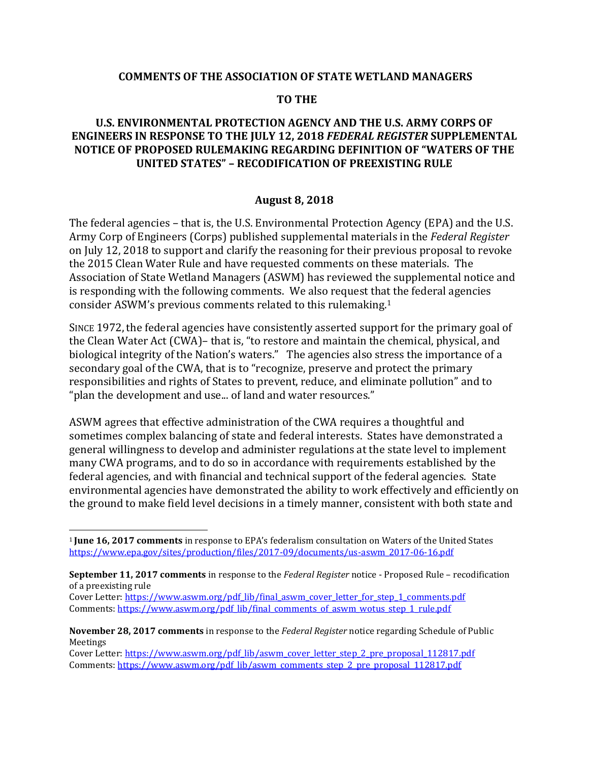**COMMENTS OF THE ASSOCIATION OF STATE WETLAND MANAGERS**

**TO THE**

**U.S. ENVIRONMENTAL PROTECTION AGENCY AND THE U.S. ARMY CORPS OF ENGINEERS IN RESPONSE TO THE JULY 12, 2018 *FEDERAL REGISTER* SUPPLEMENTAL NOTICE OF PROPOSED RULEMAKING REGARDING DEFINITION OF "WATERS OF THE UNITED STATES" – RECODIFICATION OF PREEXISTING RULE**

**August 8, 2018**

The federal agencies – that is, the U.S. Environmental Protection Agency (EPA) and the U.S. Army Corp of Engineers (Corps) published supplemental materials in the *Federal Register* on July 12, 2018 to support and clarify the reasoning for their previous proposal to revoke the 2015 Clean Water Rule and have requested comments on these materials. The Association of State Wetland Managers (ASWM) has reviewed the supplemental notice and is responding with the following comments. We also request that the federal agencies consider ASWM's previous comments related to this rulemaking.[1]

SINCE 1972, the federal agencies have consistently asserted support for the primary goal of the Clean Water Act (CWA)– that is, "to restore and maintain the chemical, physical, and biological integrity of the Nation's waters." The agencies also stress the importance of a secondary goal of the CWA, that is to "recognize, preserve and protect the primary responsibilities and rights of States to prevent, reduce, and eliminate pollution" and to "plan the development and use... of land and water resources."

ASWM agrees that effective administration of the CWA requires a thoughtful and sometimes complex balancing of state and federal interests. States have demonstrated a general willingness to develop and administer regulations at the state level to implement many CWA programs, and to do so in accordance with requirements established by the federal agencies, and with financial and technical support of the federal agencies. State environmental agencies have demonstrated the ability to work effectively and efficiently on the ground to make field level decisions in a timely manner, consistent with both state and

---

[1] **June 16, 2017 comments** in response to EPA's federalism consultation on Waters of the United States https://www.epa.gov/sites/production/files/2017-09/documents/us-aswm_2017-06-16.pdf

**September 11, 2017 comments** in response to the *Federal Register* notice - Proposed Rule – recodification of a preexisting rule
Cover Letter: https://www.aswm.org/pdf_lib/final_aswm_cover_letter_for_step_1_comments.pdf
Comments: https://www.aswm.org/pdf_lib/final_comments_of_aswm_wotus_step_1_rule.pdf

**November 28, 2017 comments** in response to the *Federal Register* notice regarding Schedule of Public Meetings
Cover Letter: https://www.aswm.org/pdf_lib/aswm_cover_letter_step_2_pre_proposal_112817.pdf
Comments: https://www.aswm.org/pdf_lib/aswm_comments_step_2_pre_proposal_112817.pdf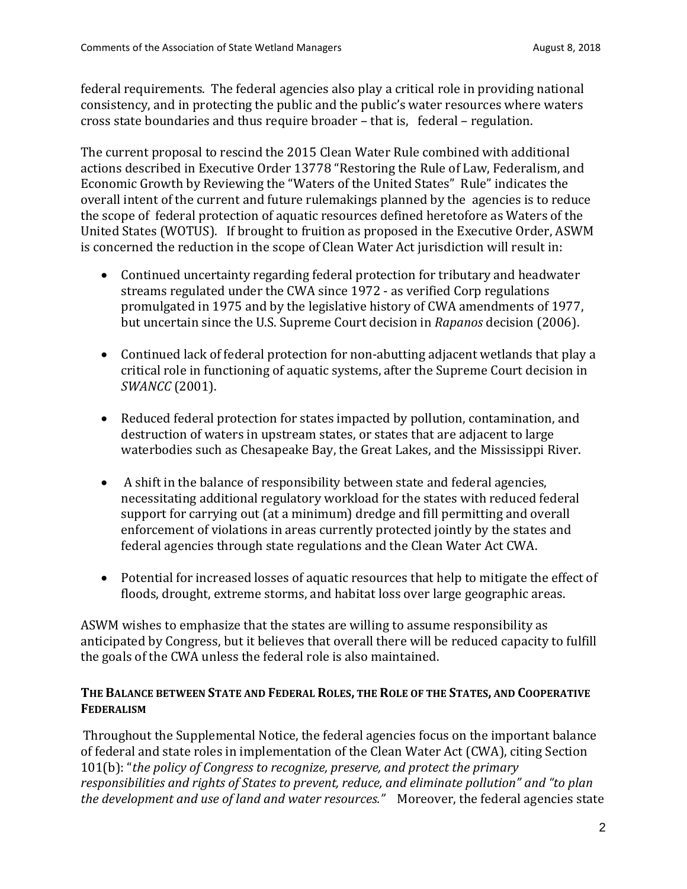federal requirements. The federal agencies also play a critical role in providing national consistency, and in protecting the public and the public's water resources where waters cross state boundaries and thus require broader – that is, federal – regulation.

The current proposal to rescind the 2015 Clean Water Rule combined with additional actions described in Executive Order 13778 "Restoring the Rule of Law, Federalism, and Economic Growth by Reviewing the "Waters of the United States" Rule" indicates the overall intent of the current and future rulemakings planned by the agencies is to reduce the scope of federal protection of aquatic resources defined heretofore as Waters of the United States (WOTUS). If brought to fruition as proposed in the Executive Order, ASWM is concerned the reduction in the scope of Clean Water Act jurisdiction will result in:

- Continued uncertainty regarding federal protection for tributary and headwater streams regulated under the CWA since 1972 - as verified Corp regulations promulgated in 1975 and by the legislative history of CWA amendments of 1977, but uncertain since the U.S. Supreme Court decision in *Rapanos* decision (2006).
- Continued lack of federal protection for non-abutting adjacent wetlands that play a critical role in functioning of aquatic systems, after the Supreme Court decision in *SWANCC* (2001).
- Reduced federal protection for states impacted by pollution, contamination, and destruction of waters in upstream states, or states that are adjacent to large waterbodies such as Chesapeake Bay, the Great Lakes, and the Mississippi River.
- A shift in the balance of responsibility between state and federal agencies, necessitating additional regulatory workload for the states with reduced federal support for carrying out (at a minimum) dredge and fill permitting and overall enforcement of violations in areas currently protected jointly by the states and federal agencies through state regulations and the Clean Water Act CWA.
- Potential for increased losses of aquatic resources that help to mitigate the effect of floods, drought, extreme storms, and habitat loss over large geographic areas.

ASWM wishes to emphasize that the states are willing to assume responsibility as anticipated by Congress, but it believes that overall there will be reduced capacity to fulfill the goals of the CWA unless the federal role is also maintained.

### THE BALANCE BETWEEN STATE AND FEDERAL ROLES, THE ROLE OF THE STATES, AND COOPERATIVE FEDERALISM

Throughout the Supplemental Notice, the federal agencies focus on the important balance of federal and state roles in implementation of the Clean Water Act (CWA), citing Section 101(b): "*the policy of Congress to recognize, preserve, and protect the primary responsibilities and rights of States to prevent, reduce, and eliminate pollution" and "to plan the development and use of land and water resources."* Moreover, the federal agencies state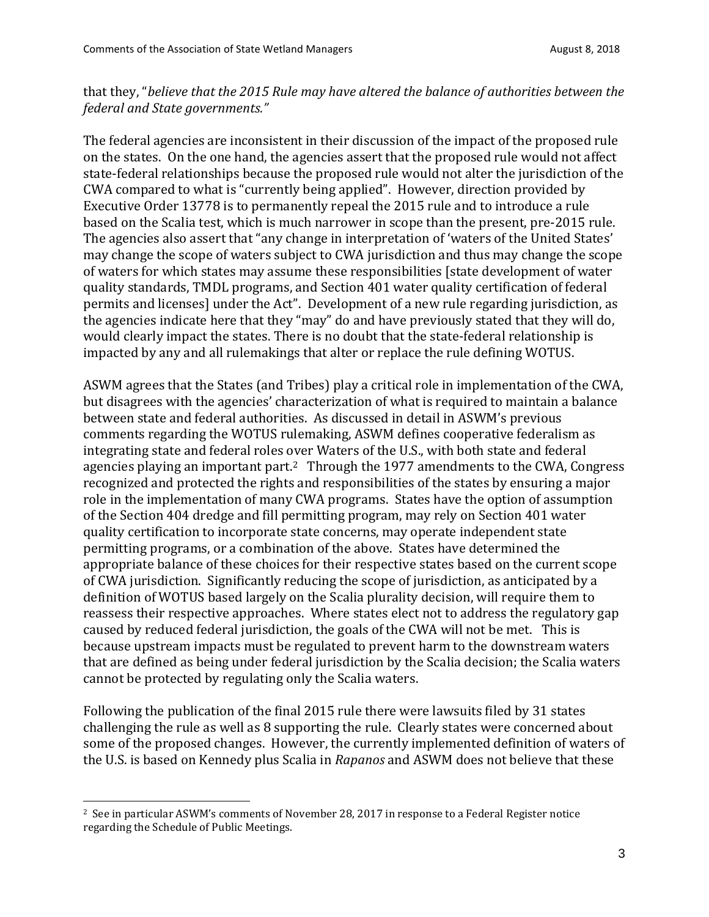that they, "*believe that the 2015 Rule may have altered the balance of authorities between the federal and State governments.*"

The federal agencies are inconsistent in their discussion of the impact of the proposed rule on the states. On the one hand, the agencies assert that the proposed rule would not affect state-federal relationships because the proposed rule would not alter the jurisdiction of the CWA compared to what is "currently being applied". However, direction provided by Executive Order 13778 is to permanently repeal the 2015 rule and to introduce a rule based on the Scalia test, which is much narrower in scope than the present, pre-2015 rule. The agencies also assert that "any change in interpretation of 'waters of the United States' may change the scope of waters subject to CWA jurisdiction and thus may change the scope of waters for which states may assume these responsibilities [state development of water quality standards, TMDL programs, and Section 401 water quality certification of federal permits and licenses] under the Act". Development of a new rule regarding jurisdiction, as the agencies indicate here that they "may" do and have previously stated that they will do, would clearly impact the states. There is no doubt that the state-federal relationship is impacted by any and all rulemakings that alter or replace the rule defining WOTUS.

ASWM agrees that the States (and Tribes) play a critical role in implementation of the CWA, but disagrees with the agencies' characterization of what is required to maintain a balance between state and federal authorities. As discussed in detail in ASWM's previous comments regarding the WOTUS rulemaking, ASWM defines cooperative federalism as integrating state and federal roles over Waters of the U.S., with both state and federal agencies playing an important part.[2] Through the 1977 amendments to the CWA, Congress recognized and protected the rights and responsibilities of the states by ensuring a major role in the implementation of many CWA programs. States have the option of assumption of the Section 404 dredge and fill permitting program, may rely on Section 401 water quality certification to incorporate state concerns, may operate independent state permitting programs, or a combination of the above. States have determined the appropriate balance of these choices for their respective states based on the current scope of CWA jurisdiction. Significantly reducing the scope of jurisdiction, as anticipated by a definition of WOTUS based largely on the Scalia plurality decision, will require them to reassess their respective approaches. Where states elect not to address the regulatory gap caused by reduced federal jurisdiction, the goals of the CWA will not be met. This is because upstream impacts must be regulated to prevent harm to the downstream waters that are defined as being under federal jurisdiction by the Scalia decision; the Scalia waters cannot be protected by regulating only the Scalia waters.

Following the publication of the final 2015 rule there were lawsuits filed by 31 states challenging the rule as well as 8 supporting the rule. Clearly states were concerned about some of the proposed changes. However, the currently implemented definition of waters of the U.S. is based on Kennedy plus Scalia in *Rapanos* and ASWM does not believe that these

[2] See in particular ASWM's comments of November 28, 2017 in response to a Federal Register notice regarding the Schedule of Public Meetings.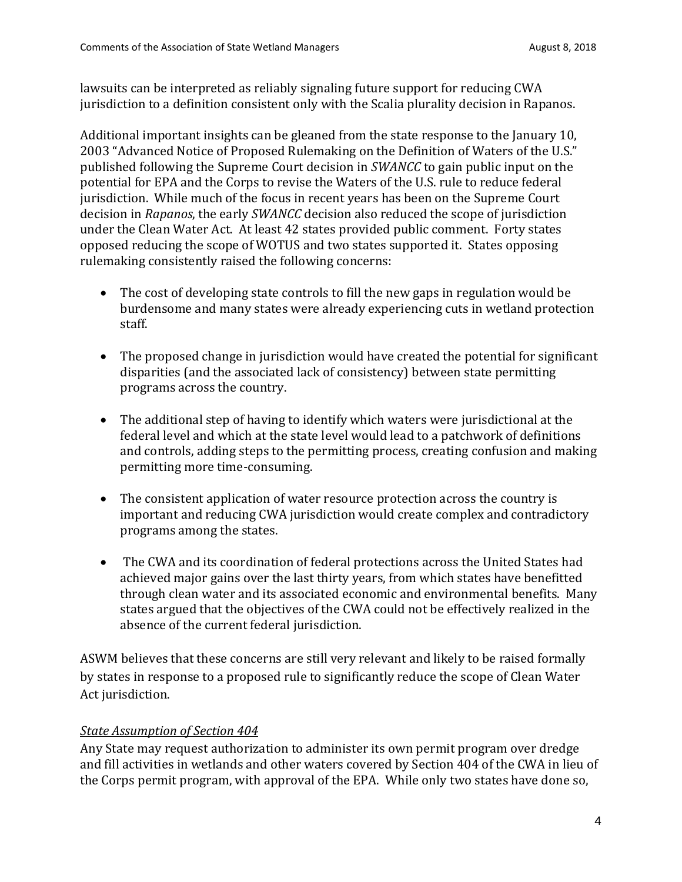lawsuits can be interpreted as reliably signaling future support for reducing CWA jurisdiction to a definition consistent only with the Scalia plurality decision in Rapanos.

Additional important insights can be gleaned from the state response to the January 10, 2003 "Advanced Notice of Proposed Rulemaking on the Definition of Waters of the U.S." published following the Supreme Court decision in *SWANCC* to gain public input on the potential for EPA and the Corps to revise the Waters of the U.S. rule to reduce federal jurisdiction. While much of the focus in recent years has been on the Supreme Court decision in *Rapanos*, the early *SWANCC* decision also reduced the scope of jurisdiction under the Clean Water Act. At least 42 states provided public comment. Forty states opposed reducing the scope of WOTUS and two states supported it. States opposing rulemaking consistently raised the following concerns:

- The cost of developing state controls to fill the new gaps in regulation would be burdensome and many states were already experiencing cuts in wetland protection staff.
- The proposed change in jurisdiction would have created the potential for significant disparities (and the associated lack of consistency) between state permitting programs across the country.
- The additional step of having to identify which waters were jurisdictional at the federal level and which at the state level would lead to a patchwork of definitions and controls, adding steps to the permitting process, creating confusion and making permitting more time-consuming.
- The consistent application of water resource protection across the country is important and reducing CWA jurisdiction would create complex and contradictory programs among the states.
- The CWA and its coordination of federal protections across the United States had achieved major gains over the last thirty years, from which states have benefitted through clean water and its associated economic and environmental benefits. Many states argued that the objectives of the CWA could not be effectively realized in the absence of the current federal jurisdiction.

ASWM believes that these concerns are still very relevant and likely to be raised formally by states in response to a proposed rule to significantly reduce the scope of Clean Water Act jurisdiction.

*State Assumption of Section 404*

Any State may request authorization to administer its own permit program over dredge and fill activities in wetlands and other waters covered by Section 404 of the CWA in lieu of the Corps permit program, with approval of the EPA. While only two states have done so,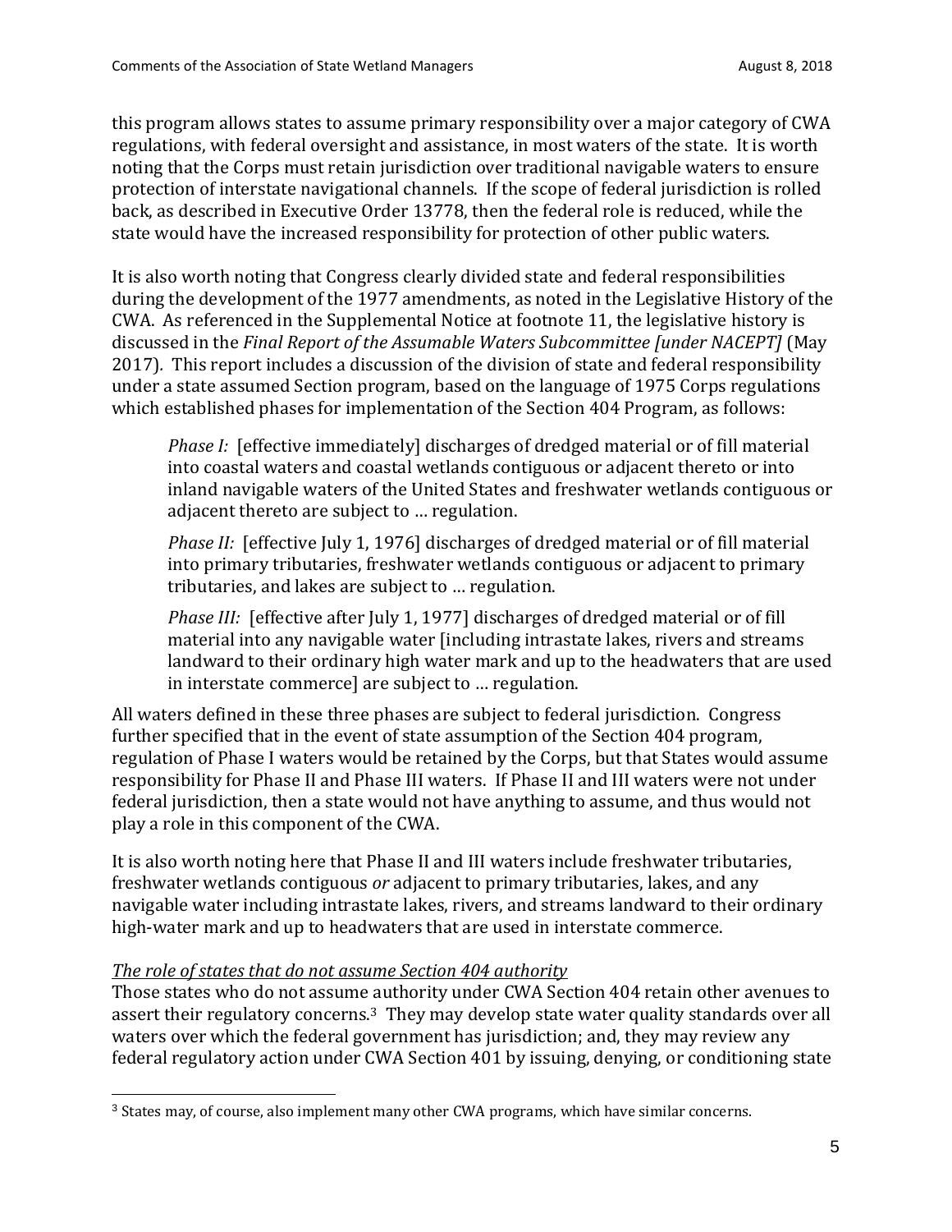this program allows states to assume primary responsibility over a major category of CWA regulations, with federal oversight and assistance, in most waters of the state. It is worth noting that the Corps must retain jurisdiction over traditional navigable waters to ensure protection of interstate navigational channels. If the scope of federal jurisdiction is rolled back, as described in Executive Order 13778, then the federal role is reduced, while the state would have the increased responsibility for protection of other public waters.

It is also worth noting that Congress clearly divided state and federal responsibilities during the development of the 1977 amendments, as noted in the Legislative History of the CWA. As referenced in the Supplemental Notice at footnote 11, the legislative history is discussed in the *Final Report of the Assumable Waters Subcommittee [under NACEPT]* (May 2017). This report includes a discussion of the division of state and federal responsibility under a state assumed Section program, based on the language of 1975 Corps regulations which established phases for implementation of the Section 404 Program, as follows:

> *Phase I:* [effective immediately] discharges of dredged material or of fill material into coastal waters and coastal wetlands contiguous or adjacent thereto or into inland navigable waters of the United States and freshwater wetlands contiguous or adjacent thereto are subject to … regulation.
>
> *Phase II:* [effective July 1, 1976] discharges of dredged material or of fill material into primary tributaries, freshwater wetlands contiguous or adjacent to primary tributaries, and lakes are subject to … regulation.
>
> *Phase III:* [effective after July 1, 1977] discharges of dredged material or of fill material into any navigable water [including intrastate lakes, rivers and streams landward to their ordinary high water mark and up to the headwaters that are used in interstate commerce] are subject to … regulation.

All waters defined in these three phases are subject to federal jurisdiction. Congress further specified that in the event of state assumption of the Section 404 program, regulation of Phase I waters would be retained by the Corps, but that States would assume responsibility for Phase II and Phase III waters. If Phase II and III waters were not under federal jurisdiction, then a state would not have anything to assume, and thus would not play a role in this component of the CWA.

It is also worth noting here that Phase II and III waters include freshwater tributaries, freshwater wetlands contiguous *or* adjacent to primary tributaries, lakes, and any navigable water including intrastate lakes, rivers, and streams landward to their ordinary high-water mark and up to headwaters that are used in interstate commerce.

<u>*The role of states that do not assume Section 404 authority*</u>

Those states who do not assume authority under CWA Section 404 retain other avenues to assert their regulatory concerns.[3] They may develop state water quality standards over all waters over which the federal government has jurisdiction; and, they may review any federal regulatory action under CWA Section 401 by issuing, denying, or conditioning state

[3] States may, of course, also implement many other CWA programs, which have similar concerns.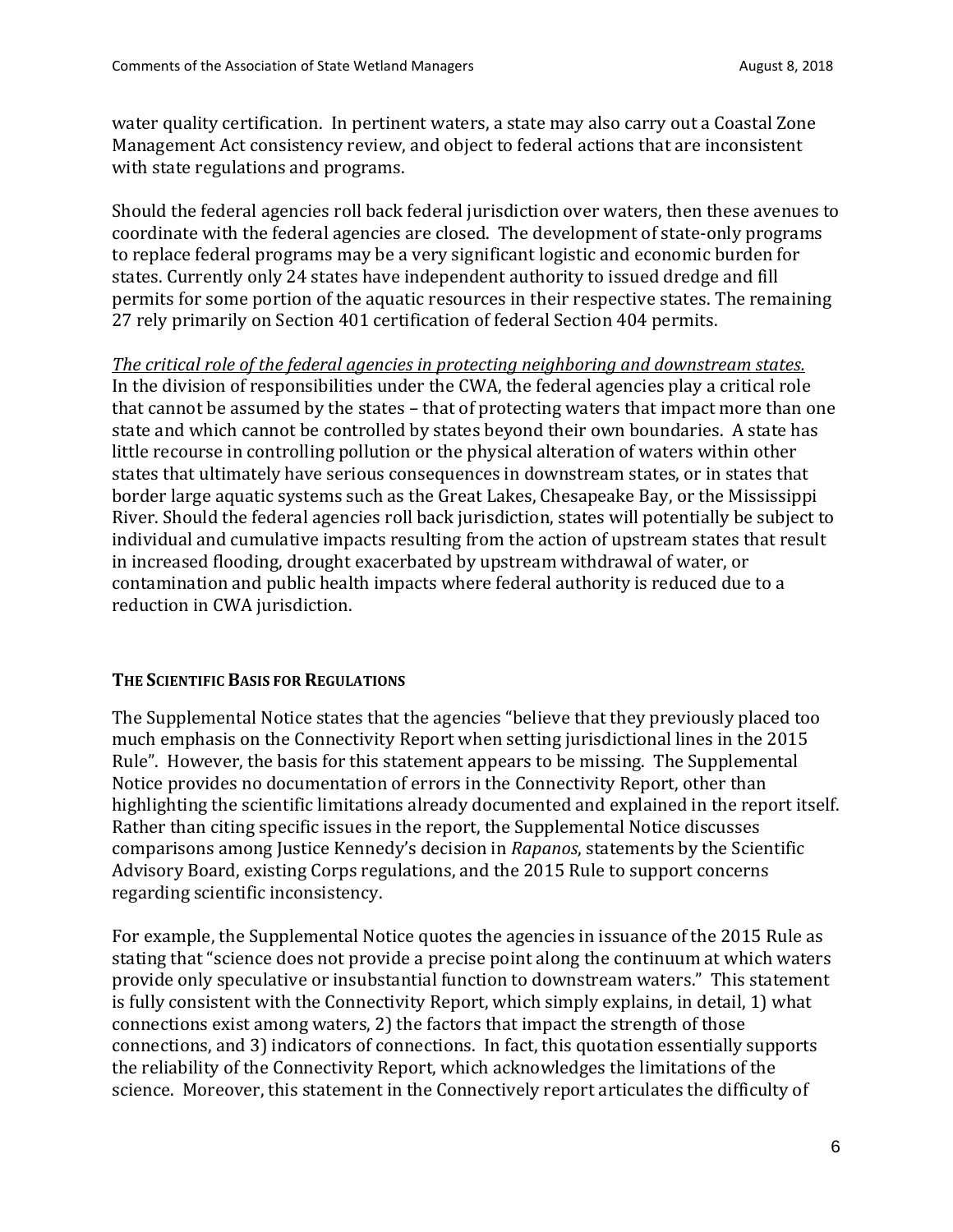water quality certification. In pertinent waters, a state may also carry out a Coastal Zone Management Act consistency review, and object to federal actions that are inconsistent with state regulations and programs.

Should the federal agencies roll back federal jurisdiction over waters, then these avenues to coordinate with the federal agencies are closed. The development of state-only programs to replace federal programs may be a very significant logistic and economic burden for states. Currently only 24 states have independent authority to issued dredge and fill permits for some portion of the aquatic resources in their respective states. The remaining 27 rely primarily on Section 401 certification of federal Section 404 permits.

*The critical role of the federal agencies in protecting neighboring and downstream states.* In the division of responsibilities under the CWA, the federal agencies play a critical role that cannot be assumed by the states – that of protecting waters that impact more than one state and which cannot be controlled by states beyond their own boundaries. A state has little recourse in controlling pollution or the physical alteration of waters within other states that ultimately have serious consequences in downstream states, or in states that border large aquatic systems such as the Great Lakes, Chesapeake Bay, or the Mississippi River. Should the federal agencies roll back jurisdiction, states will potentially be subject to individual and cumulative impacts resulting from the action of upstream states that result in increased flooding, drought exacerbated by upstream withdrawal of water, or contamination and public health impacts where federal authority is reduced due to a reduction in CWA jurisdiction.

## THE SCIENTIFIC BASIS FOR REGULATIONS

The Supplemental Notice states that the agencies "believe that they previously placed too much emphasis on the Connectivity Report when setting jurisdictional lines in the 2015 Rule". However, the basis for this statement appears to be missing. The Supplemental Notice provides no documentation of errors in the Connectivity Report, other than highlighting the scientific limitations already documented and explained in the report itself. Rather than citing specific issues in the report, the Supplemental Notice discusses comparisons among Justice Kennedy's decision in *Rapanos*, statements by the Scientific Advisory Board, existing Corps regulations, and the 2015 Rule to support concerns regarding scientific inconsistency.

For example, the Supplemental Notice quotes the agencies in issuance of the 2015 Rule as stating that "science does not provide a precise point along the continuum at which waters provide only speculative or insubstantial function to downstream waters." This statement is fully consistent with the Connectivity Report, which simply explains, in detail, 1) what connections exist among waters, 2) the factors that impact the strength of those connections, and 3) indicators of connections. In fact, this quotation essentially supports the reliability of the Connectivity Report, which acknowledges the limitations of the science. Moreover, this statement in the Connectively report articulates the difficulty of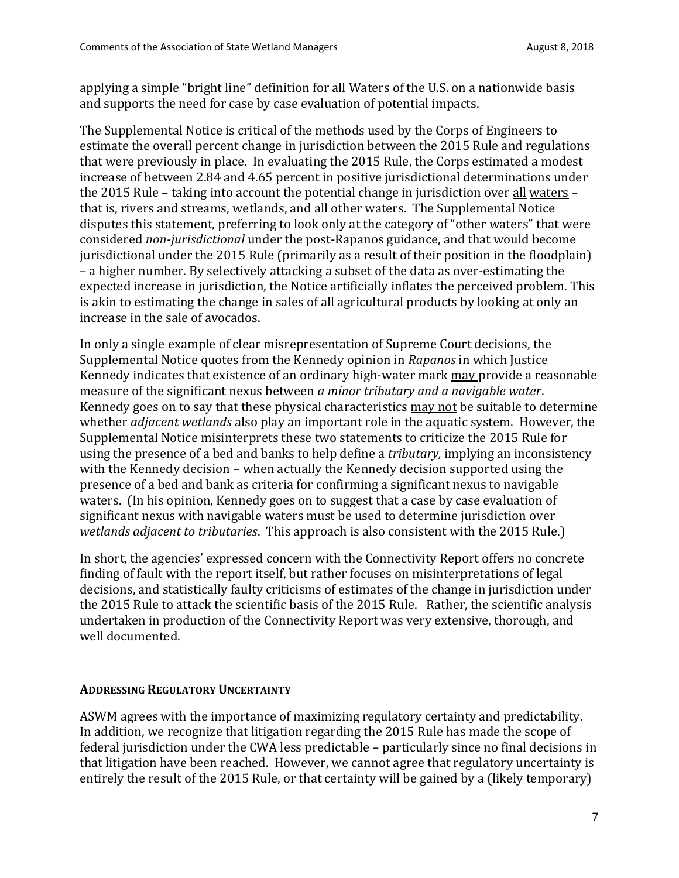applying a simple "bright line" definition for all Waters of the U.S. on a nationwide basis and supports the need for case by case evaluation of potential impacts.

The Supplemental Notice is critical of the methods used by the Corps of Engineers to estimate the overall percent change in jurisdiction between the 2015 Rule and regulations that were previously in place. In evaluating the 2015 Rule, the Corps estimated a modest increase of between 2.84 and 4.65 percent in positive jurisdictional determinations under the 2015 Rule – taking into account the potential change in jurisdiction over <u>all</u> <u>waters</u> – that is, rivers and streams, wetlands, and all other waters. The Supplemental Notice disputes this statement, preferring to look only at the category of "other waters" that were considered *non-jurisdictional* under the post-Rapanos guidance, and that would become jurisdictional under the 2015 Rule (primarily as a result of their position in the floodplain) – a higher number. By selectively attacking a subset of the data as over-estimating the expected increase in jurisdiction, the Notice artificially inflates the perceived problem. This is akin to estimating the change in sales of all agricultural products by looking at only an increase in the sale of avocados.

In only a single example of clear misrepresentation of Supreme Court decisions, the Supplemental Notice quotes from the Kennedy opinion in *Rapanos* in which Justice Kennedy indicates that existence of an ordinary high-water mark <u>may</u> provide a reasonable measure of the significant nexus between *a minor tributary and a navigable water*. Kennedy goes on to say that these physical characteristics <u>may not</u> be suitable to determine whether *adjacent wetlands* also play an important role in the aquatic system. However, the Supplemental Notice misinterprets these two statements to criticize the 2015 Rule for using the presence of a bed and banks to help define a *tributary,* implying an inconsistency with the Kennedy decision – when actually the Kennedy decision supported using the presence of a bed and bank as criteria for confirming a significant nexus to navigable waters. (In his opinion, Kennedy goes on to suggest that a case by case evaluation of significant nexus with navigable waters must be used to determine jurisdiction over *wetlands adjacent to tributaries*. This approach is also consistent with the 2015 Rule.)

In short, the agencies' expressed concern with the Connectivity Report offers no concrete finding of fault with the report itself, but rather focuses on misinterpretations of legal decisions, and statistically faulty criticisms of estimates of the change in jurisdiction under the 2015 Rule to attack the scientific basis of the 2015 Rule. Rather, the scientific analysis undertaken in production of the Connectivity Report was very extensive, thorough, and well documented.

### ADDRESSING REGULATORY UNCERTAINTY

ASWM agrees with the importance of maximizing regulatory certainty and predictability. In addition, we recognize that litigation regarding the 2015 Rule has made the scope of federal jurisdiction under the CWA less predictable – particularly since no final decisions in that litigation have been reached. However, we cannot agree that regulatory uncertainty is entirely the result of the 2015 Rule, or that certainty will be gained by a (likely temporary)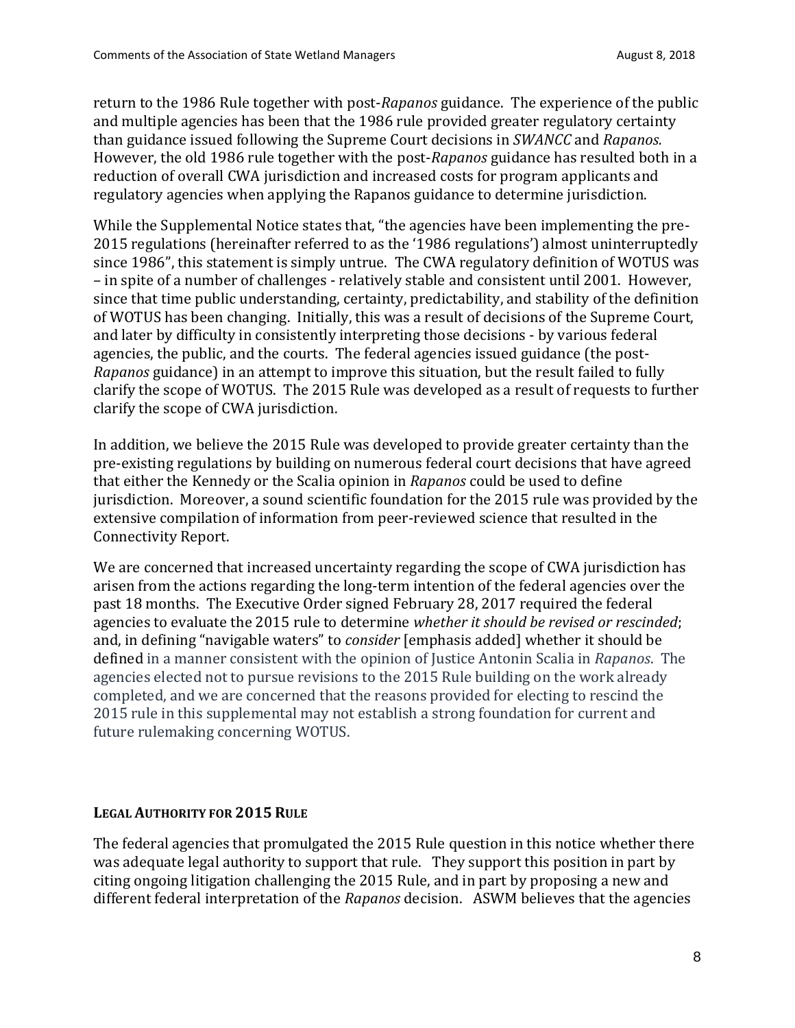return to the 1986 Rule together with post-*Rapanos* guidance. The experience of the public and multiple agencies has been that the 1986 rule provided greater regulatory certainty than guidance issued following the Supreme Court decisions in *SWANCC* and *Rapanos.* However, the old 1986 rule together with the post-*Rapanos* guidance has resulted both in a reduction of overall CWA jurisdiction and increased costs for program applicants and regulatory agencies when applying the Rapanos guidance to determine jurisdiction.

While the Supplemental Notice states that, "the agencies have been implementing the pre-2015 regulations (hereinafter referred to as the '1986 regulations') almost uninterruptedly since 1986", this statement is simply untrue. The CWA regulatory definition of WOTUS was – in spite of a number of challenges - relatively stable and consistent until 2001. However, since that time public understanding, certainty, predictability, and stability of the definition of WOTUS has been changing. Initially, this was a result of decisions of the Supreme Court, and later by difficulty in consistently interpreting those decisions - by various federal agencies, the public, and the courts. The federal agencies issued guidance (the post-*Rapanos* guidance) in an attempt to improve this situation, but the result failed to fully clarify the scope of WOTUS. The 2015 Rule was developed as a result of requests to further clarify the scope of CWA jurisdiction.

In addition, we believe the 2015 Rule was developed to provide greater certainty than the pre-existing regulations by building on numerous federal court decisions that have agreed that either the Kennedy or the Scalia opinion in *Rapanos* could be used to define jurisdiction. Moreover, a sound scientific foundation for the 2015 rule was provided by the extensive compilation of information from peer-reviewed science that resulted in the Connectivity Report.

We are concerned that increased uncertainty regarding the scope of CWA jurisdiction has arisen from the actions regarding the long-term intention of the federal agencies over the past 18 months. The Executive Order signed February 28, 2017 required the federal agencies to evaluate the 2015 rule to determine *whether it should be revised or rescinded*; and, in defining "navigable waters" to *consider* [emphasis added] whether it should be defined in a manner consistent with the opinion of Justice Antonin Scalia in *Rapanos*. The agencies elected not to pursue revisions to the 2015 Rule building on the work already completed, and we are concerned that the reasons provided for electing to rescind the 2015 rule in this supplemental may not establish a strong foundation for current and future rulemaking concerning WOTUS.

## **LEGAL AUTHORITY FOR 2015 RULE**

The federal agencies that promulgated the 2015 Rule question in this notice whether there was adequate legal authority to support that rule. They support this position in part by citing ongoing litigation challenging the 2015 Rule, and in part by proposing a new and different federal interpretation of the *Rapanos* decision. ASWM believes that the agencies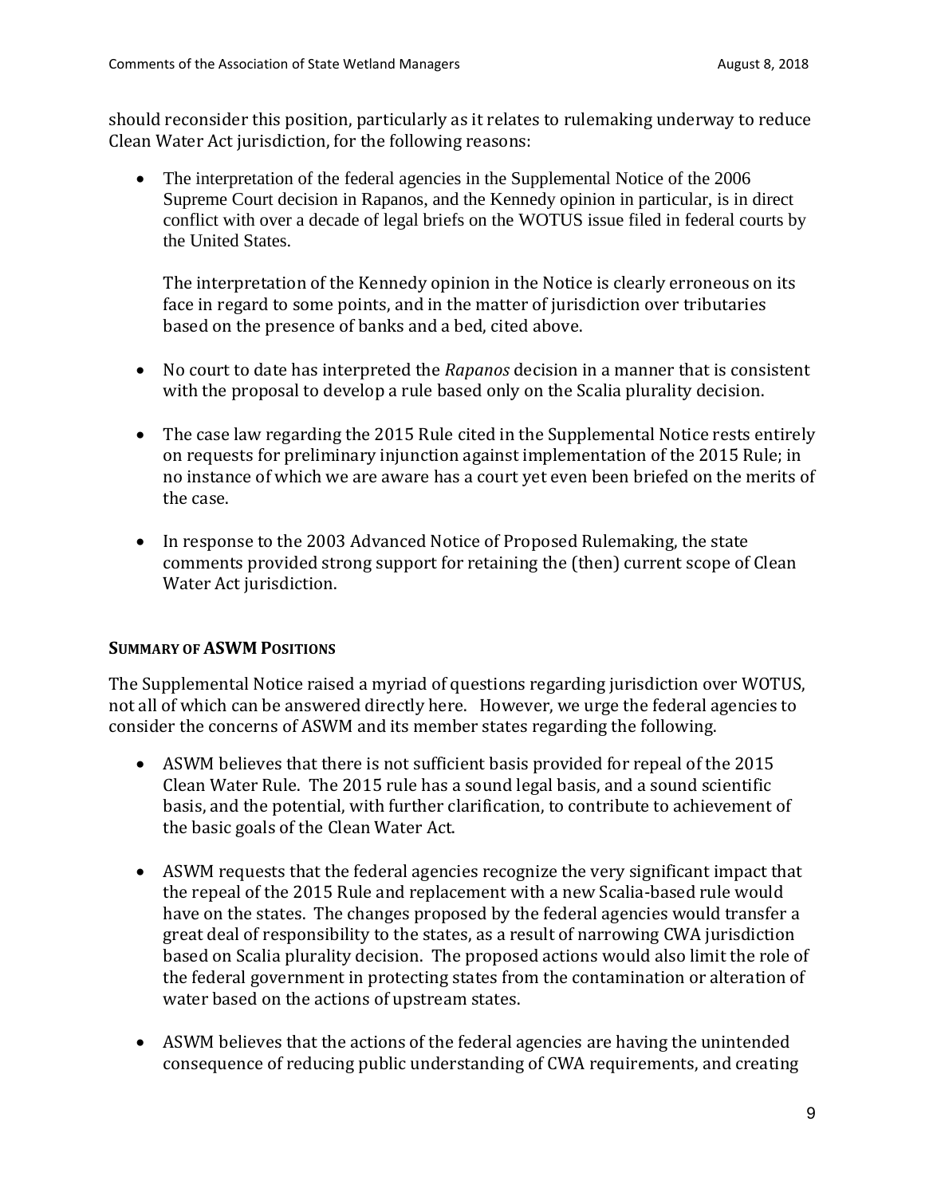should reconsider this position, particularly as it relates to rulemaking underway to reduce Clean Water Act jurisdiction, for the following reasons:

- The interpretation of the federal agencies in the Supplemental Notice of the 2006 Supreme Court decision in Rapanos, and the Kennedy opinion in particular, is in direct conflict with over a decade of legal briefs on the WOTUS issue filed in federal courts by the United States.

  The interpretation of the Kennedy opinion in the Notice is clearly erroneous on its face in regard to some points, and in the matter of jurisdiction over tributaries based on the presence of banks and a bed, cited above.

- No court to date has interpreted the *Rapanos* decision in a manner that is consistent with the proposal to develop a rule based only on the Scalia plurality decision.

- The case law regarding the 2015 Rule cited in the Supplemental Notice rests entirely on requests for preliminary injunction against implementation of the 2015 Rule; in no instance of which we are aware has a court yet even been briefed on the merits of the case.

- In response to the 2003 Advanced Notice of Proposed Rulemaking, the state comments provided strong support for retaining the (then) current scope of Clean Water Act jurisdiction.

## **SUMMARY OF ASWM POSITIONS**

The Supplemental Notice raised a myriad of questions regarding jurisdiction over WOTUS, not all of which can be answered directly here. However, we urge the federal agencies to consider the concerns of ASWM and its member states regarding the following.

- ASWM believes that there is not sufficient basis provided for repeal of the 2015 Clean Water Rule. The 2015 rule has a sound legal basis, and a sound scientific basis, and the potential, with further clarification, to contribute to achievement of the basic goals of the Clean Water Act.

- ASWM requests that the federal agencies recognize the very significant impact that the repeal of the 2015 Rule and replacement with a new Scalia-based rule would have on the states. The changes proposed by the federal agencies would transfer a great deal of responsibility to the states, as a result of narrowing CWA jurisdiction based on Scalia plurality decision. The proposed actions would also limit the role of the federal government in protecting states from the contamination or alteration of water based on the actions of upstream states.

- ASWM believes that the actions of the federal agencies are having the unintended consequence of reducing public understanding of CWA requirements, and creating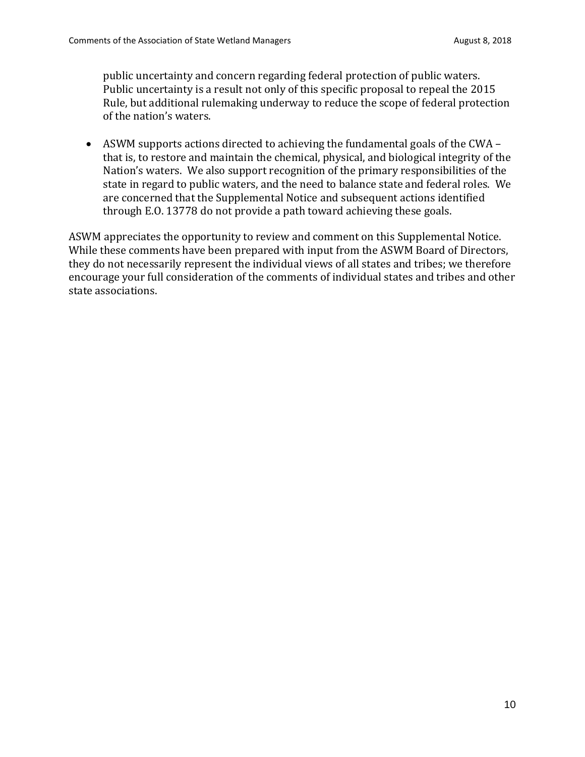public uncertainty and concern regarding federal protection of public waters. Public uncertainty is a result not only of this specific proposal to repeal the 2015 Rule, but additional rulemaking underway to reduce the scope of federal protection of the nation's waters.

- ASWM supports actions directed to achieving the fundamental goals of the CWA – that is, to restore and maintain the chemical, physical, and biological integrity of the Nation's waters. We also support recognition of the primary responsibilities of the state in regard to public waters, and the need to balance state and federal roles. We are concerned that the Supplemental Notice and subsequent actions identified through E.O. 13778 do not provide a path toward achieving these goals.

ASWM appreciates the opportunity to review and comment on this Supplemental Notice. While these comments have been prepared with input from the ASWM Board of Directors, they do not necessarily represent the individual views of all states and tribes; we therefore encourage your full consideration of the comments of individual states and tribes and other state associations.